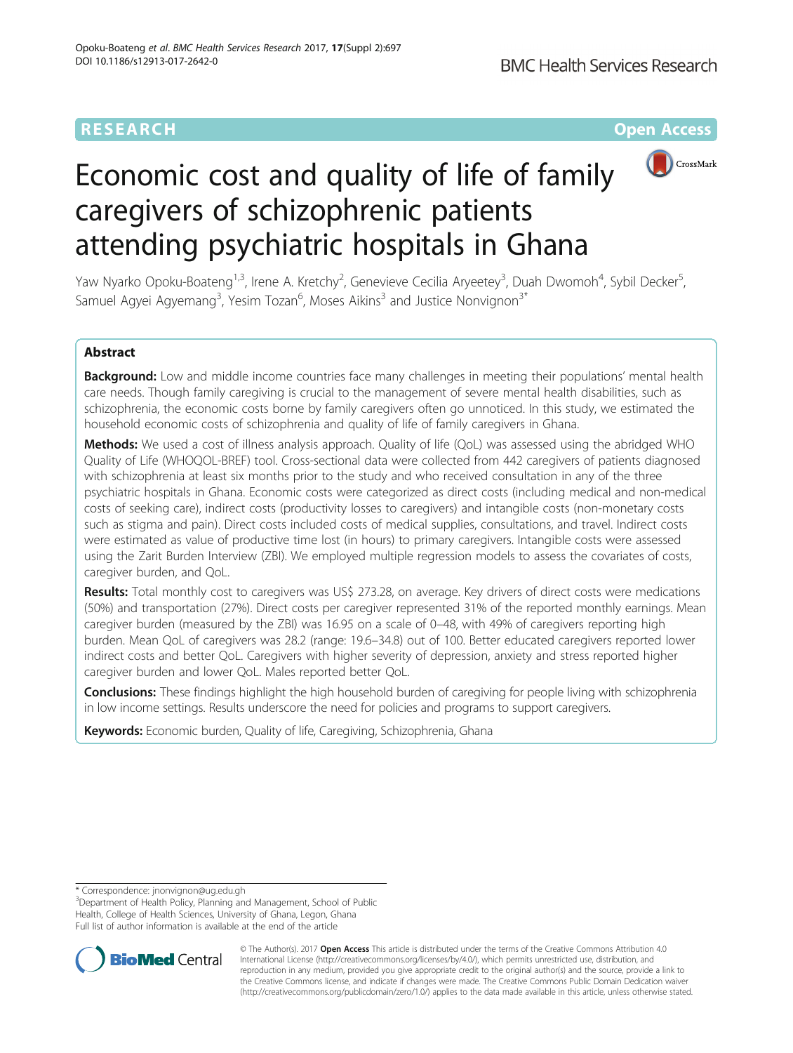RESEARCH Open Access

# Economic cost and quality of life of family caregivers of schizophrenic patients attending psychiatric hospitals in Ghana

Yaw Nyarko Opoku-Boateng[1,3], Irene A. Kretchy[2], Genevieve Cecilia Aryeetey[3], Duah Dwomoh[4], Sybil Decker[5], Samuel Agyei Agyemang[3], Yesim Tozan[6], Moses Aikins[3] and Justice Nonvignon[3*]

## Abstract

**Background:** Low and middle income countries face many challenges in meeting their populations' mental health care needs. Though family caregiving is crucial to the management of severe mental health disabilities, such as schizophrenia, the economic costs borne by family caregivers often go unnoticed. In this study, we estimated the household economic costs of schizophrenia and quality of life of family caregivers in Ghana.

**Methods:** We used a cost of illness analysis approach. Quality of life (QoL) was assessed using the abridged WHO Quality of Life (WHOQOL-BREF) tool. Cross-sectional data were collected from 442 caregivers of patients diagnosed with schizophrenia at least six months prior to the study and who received consultation in any of the three psychiatric hospitals in Ghana. Economic costs were categorized as direct costs (including medical and non-medical costs of seeking care), indirect costs (productivity losses to caregivers) and intangible costs (non-monetary costs such as stigma and pain). Direct costs included costs of medical supplies, consultations, and travel. Indirect costs were estimated as value of productive time lost (in hours) to primary caregivers. Intangible costs were assessed using the Zarit Burden Interview (ZBI). We employed multiple regression models to assess the covariates of costs, caregiver burden, and QoL.

**Results:** Total monthly cost to caregivers was US$ 273.28, on average. Key drivers of direct costs were medications (50%) and transportation (27%). Direct costs per caregiver represented 31% of the reported monthly earnings. Mean caregiver burden (measured by the ZBI) was 16.95 on a scale of 0–48, with 49% of caregivers reporting high burden. Mean QoL of caregivers was 28.2 (range: 19.6–34.8) out of 100. Better educated caregivers reported lower indirect costs and better QoL. Caregivers with higher severity of depression, anxiety and stress reported higher caregiver burden and lower QoL. Males reported better QoL.

**Conclusions:** These findings highlight the high household burden of caregiving for people living with schizophrenia in low income settings. Results underscore the need for policies and programs to support caregivers.

**Keywords:** Economic burden, Quality of life, Caregiving, Schizophrenia, Ghana

\* Correspondence: jnonvignon@ug.edu.gh
[3]Department of Health Policy, Planning and Management, School of Public Health, College of Health Sciences, University of Ghana, Legon, Ghana
Full list of author information is available at the end of the article

© The Author(s). 2017 **Open Access** This article is distributed under the terms of the Creative Commons Attribution 4.0 International License (http://creativecommons.org/licenses/by/4.0/), which permits unrestricted use, distribution, and reproduction in any medium, provided you give appropriate credit to the original author(s) and the source, provide a link to the Creative Commons license, and indicate if changes were made. The Creative Commons Public Domain Dedication waiver (http://creativecommons.org/publicdomain/zero/1.0/) applies to the data made available in this article, unless otherwise stated.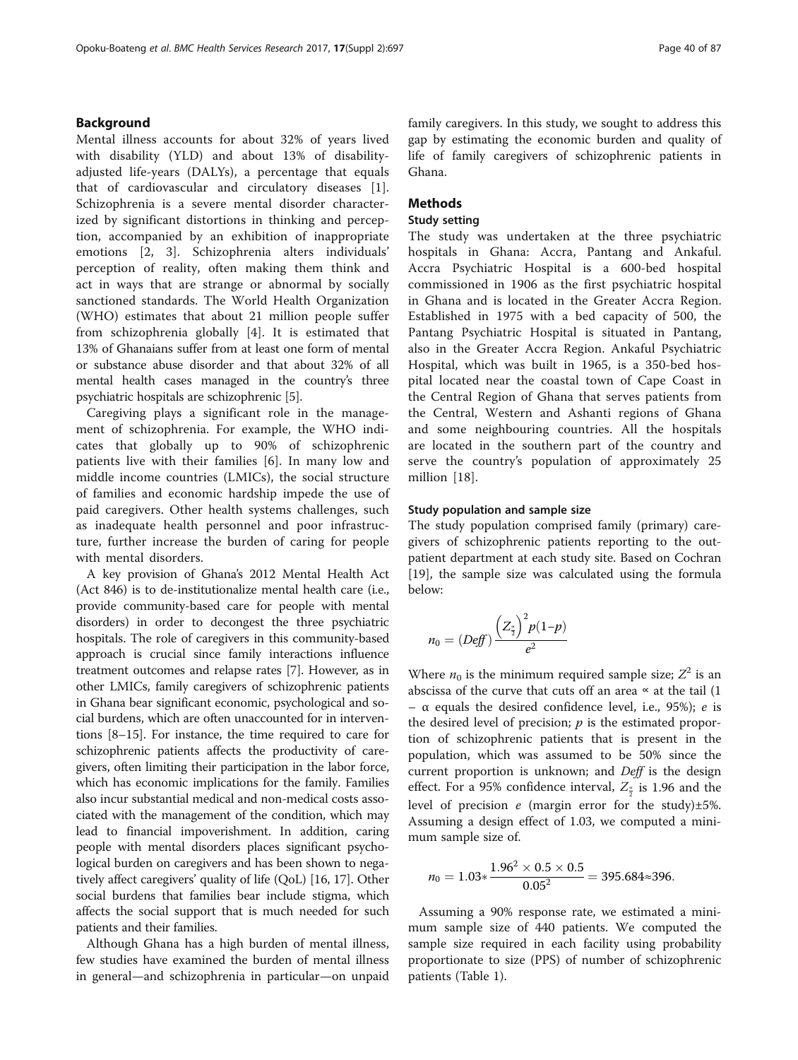## Background

Mental illness accounts for about 32% of years lived with disability (YLD) and about 13% of disability-adjusted life-years (DALYs), a percentage that equals that of cardiovascular and circulatory diseases [1]. Schizophrenia is a severe mental disorder characterized by significant distortions in thinking and perception, accompanied by an exhibition of inappropriate emotions [2, 3]. Schizophrenia alters individuals' perception of reality, often making them think and act in ways that are strange or abnormal by socially sanctioned standards. The World Health Organization (WHO) estimates that about 21 million people suffer from schizophrenia globally [4]. It is estimated that 13% of Ghanaians suffer from at least one form of mental or substance abuse disorder and that about 32% of all mental health cases managed in the country's three psychiatric hospitals are schizophrenic [5].

Caregiving plays a significant role in the management of schizophrenia. For example, the WHO indicates that globally up to 90% of schizophrenic patients live with their families [6]. In many low and middle income countries (LMICs), the social structure of families and economic hardship impede the use of paid caregivers. Other health systems challenges, such as inadequate health personnel and poor infrastructure, further increase the burden of caring for people with mental disorders.

A key provision of Ghana's 2012 Mental Health Act (Act 846) is to de-institutionalize mental health care (i.e., provide community-based care for people with mental disorders) in order to decongest the three psychiatric hospitals. The role of caregivers in this community-based approach is crucial since family interactions influence treatment outcomes and relapse rates [7]. However, as in other LMICs, family caregivers of schizophrenic patients in Ghana bear significant economic, psychological and social burdens, which are often unaccounted for in interventions [8–15]. For instance, the time required to care for schizophrenic patients affects the productivity of caregivers, often limiting their participation in the labor force, which has economic implications for the family. Families also incur substantial medical and non-medical costs associated with the management of the condition, which may lead to financial impoverishment. In addition, caring people with mental disorders places significant psychological burden on caregivers and has been shown to negatively affect caregivers' quality of life (QoL) [16, 17]. Other social burdens that families bear include stigma, which affects the social support that is much needed for such patients and their families.

Although Ghana has a high burden of mental illness, few studies have examined the burden of mental illness in general—and schizophrenia in particular—on unpaid family caregivers. In this study, we sought to address this gap by estimating the economic burden and quality of life of family caregivers of schizophrenic patients in Ghana.

## Methods

### Study setting

The study was undertaken at the three psychiatric hospitals in Ghana: Accra, Pantang and Ankaful. Accra Psychiatric Hospital is a 600-bed hospital commissioned in 1906 as the first psychiatric hospital in Ghana and is located in the Greater Accra Region. Established in 1975 with a bed capacity of 500, the Pantang Psychiatric Hospital is situated in Pantang, also in the Greater Accra Region. Ankaful Psychiatric Hospital, which was built in 1965, is a 350-bed hospital located near the coastal town of Cape Coast in the Central Region of Ghana that serves patients from the Central, Western and Ashanti regions of Ghana and some neighbouring countries. All the hospitals are located in the southern part of the country and serve the country's population of approximately 25 million [18].

### Study population and sample size

The study population comprised family (primary) caregivers of schizophrenic patients reporting to the outpatient department at each study site. Based on Cochran [19], the sample size was calculated using the formula below:

$$n_0 = (Deff)\,\frac{\left(Z_{\frac{\alpha}{2}}\right)^2 p(1-p)}{e^2}$$

Where $n_0$ is the minimum required sample size; $Z^2$ is an abscissa of the curve that cuts off an area ∝ at the tail (1 – α equals the desired confidence level, i.e., 95%); $e$ is the desired level of precision; $p$ is the estimated proportion of schizophrenic patients that is present in the population, which was assumed to be 50% since the current proportion is unknown; and $Deff$ is the design effect. For a 95% confidence interval, $Z_{\frac{\alpha}{2}}$ is 1.96 and the level of precision $e$ (margin error for the study)±5%. Assuming a design effect of 1.03, we computed a minimum sample size of.

$$n_0 = 1.03 * \frac{1.96^2 \times 0.5 \times 0.5}{0.05^2} = 395.684 \approx 396.$$

Assuming a 90% response rate, we estimated a minimum sample size of 440 patients. We computed the sample size required in each facility using probability proportionate to size (PPS) of number of schizophrenic patients (Table 1).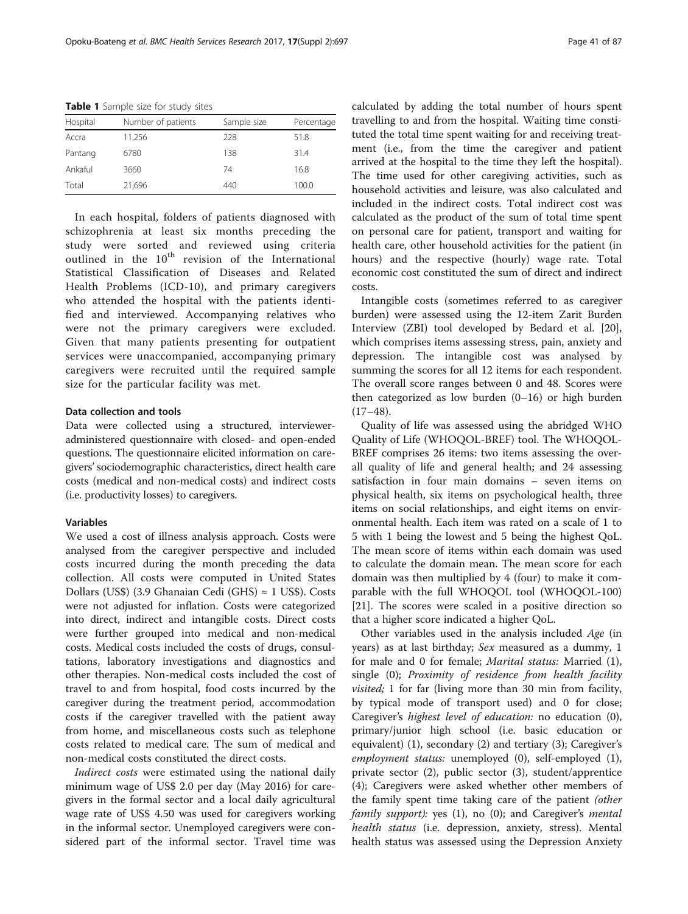**Table 1** Sample size for study sites

| Hospital | Number of patients | Sample size | Percentage |
| --- | --- | --- | --- |
| Accra | 11,256 | 228 | 51.8 |
| Pantang | 6780 | 138 | 31.4 |
| Ankaful | 3660 | 74 | 16.8 |
| Total | 21,696 | 440 | 100.0 |

In each hospital, folders of patients diagnosed with schizophrenia at least six months preceding the study were sorted and reviewed using criteria outlined in the 10th revision of the International Statistical Classification of Diseases and Related Health Problems (ICD-10), and primary caregivers who attended the hospital with the patients identified and interviewed. Accompanying relatives who were not the primary caregivers were excluded. Given that many patients presenting for outpatient services were unaccompanied, accompanying primary caregivers were recruited until the required sample size for the particular facility was met.

#### Data collection and tools

Data were collected using a structured, interviewer-administered questionnaire with closed- and open-ended questions. The questionnaire elicited information on caregivers' sociodemographic characteristics, direct health care costs (medical and non-medical costs) and indirect costs (i.e. productivity losses) to caregivers.

#### Variables

We used a cost of illness analysis approach. Costs were analysed from the caregiver perspective and included costs incurred during the month preceding the data collection. All costs were computed in United States Dollars (US$) (3.9 Ghanaian Cedi (GHS) ≈ 1 US$). Costs were not adjusted for inflation. Costs were categorized into direct, indirect and intangible costs. Direct costs were further grouped into medical and non-medical costs. Medical costs included the costs of drugs, consultations, laboratory investigations and diagnostics and other therapies. Non-medical costs included the cost of travel to and from hospital, food costs incurred by the caregiver during the treatment period, accommodation costs if the caregiver travelled with the patient away from home, and miscellaneous costs such as telephone costs related to medical care. The sum of medical and non-medical costs constituted the direct costs.

*Indirect costs* were estimated using the national daily minimum wage of US$ 2.0 per day (May 2016) for caregivers in the formal sector and a local daily agricultural wage rate of US$ 4.50 was used for caregivers working in the informal sector. Unemployed caregivers were considered part of the informal sector. Travel time was calculated by adding the total number of hours spent travelling to and from the hospital. Waiting time constituted the total time spent waiting for and receiving treatment (i.e., from the time the caregiver and patient arrived at the hospital to the time they left the hospital). The time used for other caregiving activities, such as household activities and leisure, was also calculated and included in the indirect costs. Total indirect cost was calculated as the product of the sum of total time spent on personal care for patient, transport and waiting for health care, other household activities for the patient (in hours) and the respective (hourly) wage rate. Total economic cost constituted the sum of direct and indirect costs.

Intangible costs (sometimes referred to as caregiver burden) were assessed using the 12-item Zarit Burden Interview (ZBI) tool developed by Bedard et al. [20], which comprises items assessing stress, pain, anxiety and depression. The intangible cost was analysed by summing the scores for all 12 items for each respondent. The overall score ranges between 0 and 48. Scores were then categorized as low burden (0–16) or high burden (17–48).

Quality of life was assessed using the abridged WHO Quality of Life (WHOQOL-BREF) tool. The WHOQOL-BREF comprises 26 items: two items assessing the overall quality of life and general health; and 24 assessing satisfaction in four main domains – seven items on physical health, six items on psychological health, three items on social relationships, and eight items on environmental health. Each item was rated on a scale of 1 to 5 with 1 being the lowest and 5 being the highest QoL. The mean score of items within each domain was used to calculate the domain mean. The mean score for each domain was then multiplied by 4 (four) to make it comparable with the full WHOQOL tool (WHOQOL-100) [21]. The scores were scaled in a positive direction so that a higher score indicated a higher QoL.

Other variables used in the analysis included *Age* (in years) as at last birthday; *Sex* measured as a dummy, 1 for male and 0 for female; *Marital status:* Married (1), single (0); *Proximity of residence from health facility visited;* 1 for far (living more than 30 min from facility, by typical mode of transport used) and 0 for close; Caregiver's *highest level of education:* no education (0), primary/junior high school (i.e. basic education or equivalent) (1), secondary (2) and tertiary (3); Caregiver's *employment status:* unemployed (0), self-employed (1), private sector (2), public sector (3), student/apprentice (4); Caregivers were asked whether other members of the family spent time taking care of the patient *(other family support):* yes (1), no (0); and Caregiver's *mental health status* (i.e. depression, anxiety, stress). Mental health status was assessed using the Depression Anxiety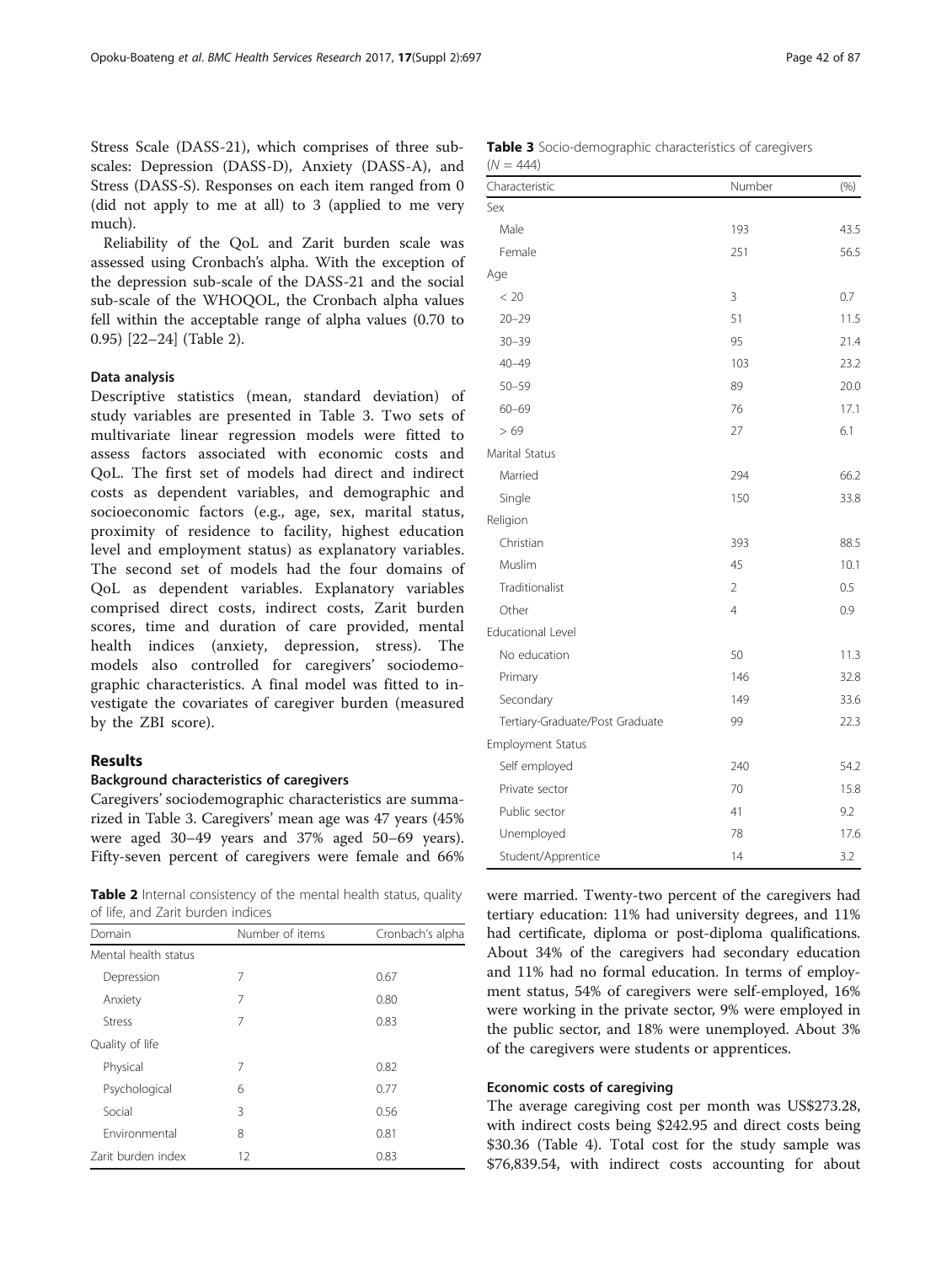Stress Scale (DASS-21), which comprises of three sub-scales: Depression (DASS-D), Anxiety (DASS-A), and Stress (DASS-S). Responses on each item ranged from 0 (did not apply to me at all) to 3 (applied to me very much).

Reliability of the QoL and Zarit burden scale was assessed using Cronbach's alpha. With the exception of the depression sub-scale of the DASS-21 and the social sub-scale of the WHOQOL, the Cronbach alpha values fell within the acceptable range of alpha values (0.70 to 0.95) [22–24] (Table 2).

### Data analysis

Descriptive statistics (mean, standard deviation) of study variables are presented in Table 3. Two sets of multivariate linear regression models were fitted to assess factors associated with economic costs and QoL. The first set of models had direct and indirect costs as dependent variables, and demographic and socioeconomic factors (e.g., age, sex, marital status, proximity of residence to facility, highest education level and employment status) as explanatory variables. The second set of models had the four domains of QoL as dependent variables. Explanatory variables comprised direct costs, indirect costs, Zarit burden scores, time and duration of care provided, mental health indices (anxiety, depression, stress). The models also controlled for caregivers' sociodemographic characteristics. A final model was fitted to investigate the covariates of caregiver burden (measured by the ZBI score).

## Results

### Background characteristics of caregivers

Caregivers' sociodemographic characteristics are summarized in Table 3. Caregivers' mean age was 47 years (45% were aged 30–49 years and 37% aged 50–69 years). Fifty-seven percent of caregivers were female and 66% were married. Twenty-two percent of the caregivers had tertiary education: 11% had university degrees, and 11% had certificate, diploma or post-diploma qualifications. About 34% of the caregivers had secondary education and 11% had no formal education. In terms of employment status, 54% of caregivers were self-employed, 16% were working in the private sector, 9% were employed in the public sector, and 18% were unemployed. About 3% of the caregivers were students or apprentices.

**Table 2** Internal consistency of the mental health status, quality of life, and Zarit burden indices

| Domain | Number of items | Cronbach's alpha |
|---|---|---|
| Mental health status | | |
| Depression | 7 | 0.67 |
| Anxiety | 7 | 0.80 |
| Stress | 7 | 0.83 |
| Quality of life | | |
| Physical | 7 | 0.82 |
| Psychological | 6 | 0.77 |
| Social | 3 | 0.56 |
| Environmental | 8 | 0.81 |
| Zarit burden index | 12 | 0.83 |

**Table 3** Socio-demographic characteristics of caregivers ($N = 444$)

| Characteristic | Number | (%) |
|---|---|---|
| Sex | | |
| Male | 193 | 43.5 |
| Female | 251 | 56.5 |
| Age | | |
| < 20 | 3 | 0.7 |
| 20–29 | 51 | 11.5 |
| 30–39 | 95 | 21.4 |
| 40–49 | 103 | 23.2 |
| 50–59 | 89 | 20.0 |
| 60–69 | 76 | 17.1 |
| > 69 | 27 | 6.1 |
| Marital Status | | |
| Married | 294 | 66.2 |
| Single | 150 | 33.8 |
| Religion | | |
| Christian | 393 | 88.5 |
| Muslim | 45 | 10.1 |
| Traditionalist | 2 | 0.5 |
| Other | 4 | 0.9 |
| Educational Level | | |
| No education | 50 | 11.3 |
| Primary | 146 | 32.8 |
| Secondary | 149 | 33.6 |
| Tertiary-Graduate/Post Graduate | 99 | 22.3 |
| Employment Status | | |
| Self employed | 240 | 54.2 |
| Private sector | 70 | 15.8 |
| Public sector | 41 | 9.2 |
| Unemployed | 78 | 17.6 |
| Student/Apprentice | 14 | 3.2 |

### Economic costs of caregiving

The average caregiving cost per month was US$273.28, with indirect costs being $242.95 and direct costs being $30.36 (Table 4). Total cost for the study sample was $76,839.54, with indirect costs accounting for about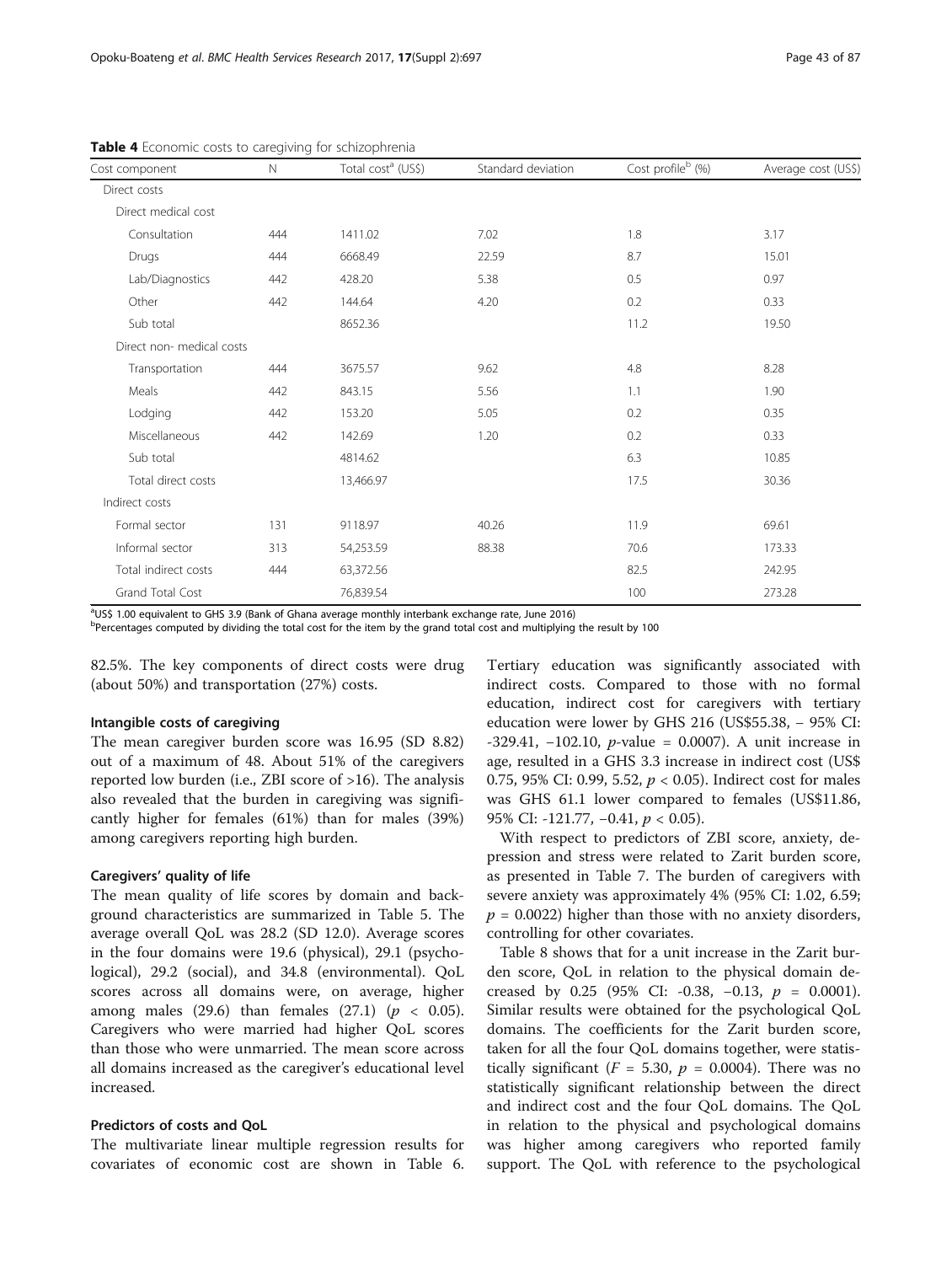**Table 4** Economic costs to caregiving for schizophrenia

| Cost component | N | Total cost[a] (US$) | Standard deviation | Cost profile[b] (%) | Average cost (US$) |
|---|---|---|---|---|---|
| Direct costs | | | | | |
| Direct medical cost | | | | | |
| Consultation | 444 | 1411.02 | 7.02 | 1.8 | 3.17 |
| Drugs | 444 | 6668.49 | 22.59 | 8.7 | 15.01 |
| Lab/Diagnostics | 442 | 428.20 | 5.38 | 0.5 | 0.97 |
| Other | 442 | 144.64 | 4.20 | 0.2 | 0.33 |
| Sub total | | 8652.36 | | 11.2 | 19.50 |
| Direct non- medical costs | | | | | |
| Transportation | 444 | 3675.57 | 9.62 | 4.8 | 8.28 |
| Meals | 442 | 843.15 | 5.56 | 1.1 | 1.90 |
| Lodging | 442 | 153.20 | 5.05 | 0.2 | 0.35 |
| Miscellaneous | 442 | 142.69 | 1.20 | 0.2 | 0.33 |
| Sub total | | 4814.62 | | 6.3 | 10.85 |
| Total direct costs | | 13,466.97 | | 17.5 | 30.36 |
| Indirect costs | | | | | |
| Formal sector | 131 | 9118.97 | 40.26 | 11.9 | 69.61 |
| Informal sector | 313 | 54,253.59 | 88.38 | 70.6 | 173.33 |
| Total indirect costs | 444 | 63,372.56 | | 82.5 | 242.95 |
| Grand Total Cost | | 76,839.54 | | 100 | 273.28 |

[a]US$ 1.00 equivalent to GHS 3.9 (Bank of Ghana average monthly interbank exchange rate, June 2016)
[b]Percentages computed by dividing the total cost for the item by the grand total cost and multiplying the result by 100

82.5%. The key components of direct costs were drug (about 50%) and transportation (27%) costs.

### Intangible costs of caregiving

The mean caregiver burden score was 16.95 (SD 8.82) out of a maximum of 48. About 51% of the caregivers reported low burden (i.e., ZBI score of >16). The analysis also revealed that the burden in caregiving was significantly higher for females (61%) than for males (39%) among caregivers reporting high burden.

### Caregivers' quality of life

The mean quality of life scores by domain and background characteristics are summarized in Table 5. The average overall QoL was 28.2 (SD 12.0). Average scores in the four domains were 19.6 (physical), 29.1 (psychological), 29.2 (social), and 34.8 (environmental). QoL scores across all domains were, on average, higher among males (29.6) than females (27.1) ($p < 0.05$). Caregivers who were married had higher QoL scores than those who were unmarried. The mean score across all domains increased as the caregiver's educational level increased.

### Predictors of costs and QoL

The multivariate linear multiple regression results for covariates of economic cost are shown in Table 6. Tertiary education was significantly associated with indirect costs. Compared to those with no formal education, indirect cost for caregivers with tertiary education were lower by GHS 216 (US$55.38, − 95% CI: -329.41, −102.10, *p*-value = 0.0007). A unit increase in age, resulted in a GHS 3.3 increase in indirect cost (US$ 0.75, 95% CI: 0.99, 5.52, $p < 0.05$). Indirect cost for males was GHS 61.1 lower compared to females (US$11.86, 95% CI: -121.77, −0.41, $p < 0.05$).

With respect to predictors of ZBI score, anxiety, depression and stress were related to Zarit burden score, as presented in Table 7. The burden of caregivers with severe anxiety was approximately 4% (95% CI: 1.02, 6.59; $p = 0.0022$) higher than those with no anxiety disorders, controlling for other covariates.

Table 8 shows that for a unit increase in the Zarit burden score, QoL in relation to the physical domain decreased by 0.25 (95% CI: -0.38, −0.13, $p = 0.0001$). Similar results were obtained for the psychological QoL domains. The coefficients for the Zarit burden score, taken for all the four QoL domains together, were statistically significant ($F = 5.30$, $p = 0.0004$). There was no statistically significant relationship between the direct and indirect cost and the four QoL domains. The QoL in relation to the physical and psychological domains was higher among caregivers who reported family support. The QoL with reference to the psychological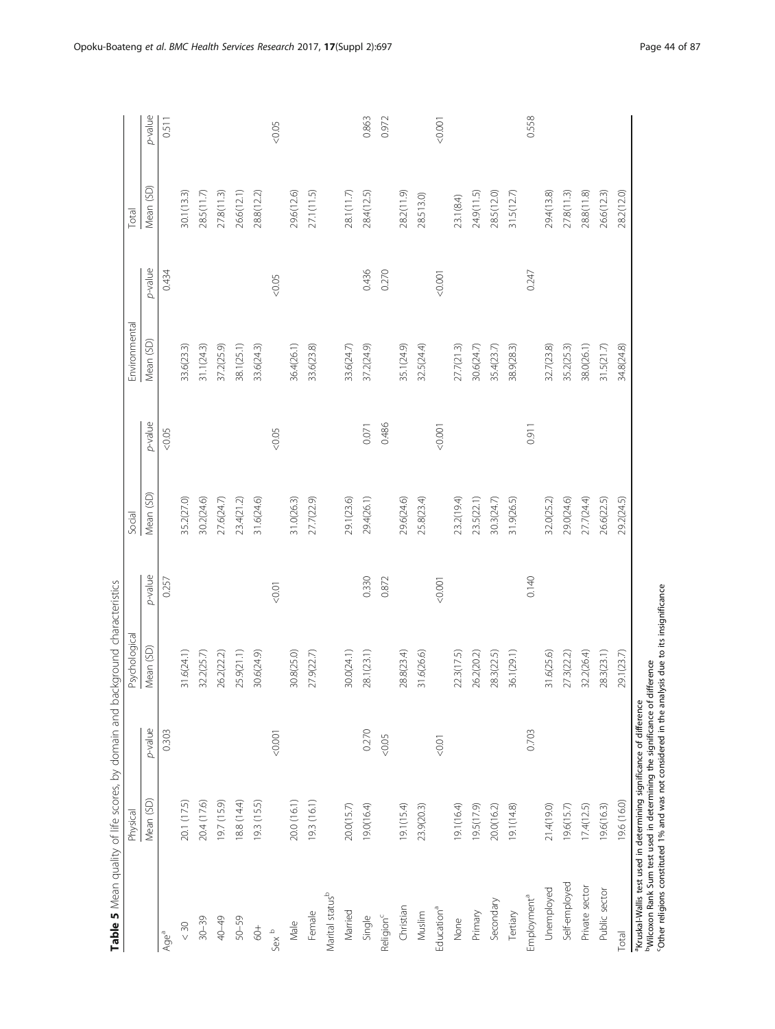**Table 5** Mean quality of life scores, by domain and background characteristics

| | Physical | | Psychological | | Social | | Environmental | | Total | |
|---|---|---|---|---|---|---|---|---|---|---|
| | Mean (SD) | *p*-value | Mean (SD) | *p*-value | Mean (SD) | *p*-value | Mean (SD) | *p*-value | Mean (SD) | *p*-value |
| Age[a] | | 0.303 | | 0.257 | | <0.05 | | 0.434 | | 0.511 |
| < 30 | 20.1 (17.5) | | 31.6(24.1) | | 35.2(27.0) | | 33.6(23.3) | | 30.1(13.3) | |
| 30–39 | 20.4 (17.6) | | 32.2(25.7) | | 30.2(24.6) | | 31.1(24.3) | | 28.5(11.7) | |
| 40–49 | 19.7 (15.9) | | 26.2(22.2) | | 27.6(24.7) | | 37.2(25.9) | | 27.8(11.3) | |
| 50–59 | 18.8 (14.4) | | 25.9(21.1) | | 23.4(21.2) | | 38.1(25.1) | | 26.6(12.1) | |
| 60+ | 19.3 (15.5) | | 30.6(24.9) | | 31.6(24.6) | | 33.6(24.3) | | 28.8(12.2) | |
| Sex [b] | | <0.001 | | <0.01 | | <0.05 | | <0.05 | | <0.05 |
| Male | 20.0 (16.1) | | 30.8(25.0) | | 31.0(26.3) | | 36.4(26.1) | | 29.6(12.6) | |
| Female | 19.3 (16.1) | | 27.9(22.7) | | 27.7(22.9) | | 33.6(23.8) | | 27.1(11.5) | |
| Marital status[b] | | | | | | | | | | |
| Married | 20.0(15.7) | | 30.0(24.1) | | 29.1(23.6) | | 33.6(24.7) | | 28.1(11.7) | |
| Single | 19.0(16.4) | 0.270 | 28.1(23.1) | 0.330 | 29.4(26.1) | 0.071 | 37.2(24.9) | 0.436 | 28.4(12.5) | 0.863 |
| Religion[c] | | <0.05 | | 0.872 | | 0.486 | | 0.270 | | 0.972 |
| Christian | 19.1(15.4) | | 28.8(23.4) | | 29.6(24.6) | | 35.1(24.9) | | 28.2(11.9) | |
| Muslim | 23.9(20.3) | | 31.6(26.6) | | 25.8(23.4) | | 32.5(24.4) | | 28.5(13.0) | |
| Education[a] | | <0.01 | | <0.001 | | <0.001 | | <0.001 | | <0.001 |
| None | 19.1(16.4) | | 22.3(17.5) | | 23.2(19.4) | | 27.7(21.3) | | 23.1(8.4) | |
| Primary | 19.5(17.9) | | 26.2(20.2) | | 23.5(22.1) | | 30.6(24.7) | | 24.9(11.5) | |
| Secondary | 20.0(16.2) | | 28.3(22.5) | | 30.3(24.7) | | 35.4(23.7) | | 28.5(12.0) | |
| Tertiary | 19.1(14.8) | | 36.1(29.1) | | 31.9(26.5) | | 38.9(28.3) | | 31.5(12.7) | |
| Employment[a] | | 0.703 | | 0.140 | | 0.911 | | 0.247 | | 0.558 |
| Unemployed | 21.4(19.0) | | 31.6(25.6) | | 32.0(25.2) | | 32.7(23.8) | | 29.4(13.8) | |
| Self-employed | 19.6(15.7) | | 27.3(22.2) | | 29.0(24.6) | | 35.2(25.3) | | 27.8(11.3) | |
| Private sector | 17.4(12.5) | | 32.2(26.4) | | 27.7(24.4) | | 38.0(26.1) | | 28.8(11.8) | |
| Public sector | 19.6(16.3) | | 28.3(23.1) | | 26.6(22.5) | | 31.5(21.7) | | 26.6(12.3) | |
| Total | 19.6 (16.0) | | 29.1(23.7) | | 29.2(24.5) | | 34.8(24.8) | | 28.2(12.0) | |

[a]Kruskal-Wallis test used in determining significance of difference
[b]Wilcoxon Rank Sum test used in determining the significance of difference
[c]Other religions constituted 1% and was not considered in the analysis due to its insignificance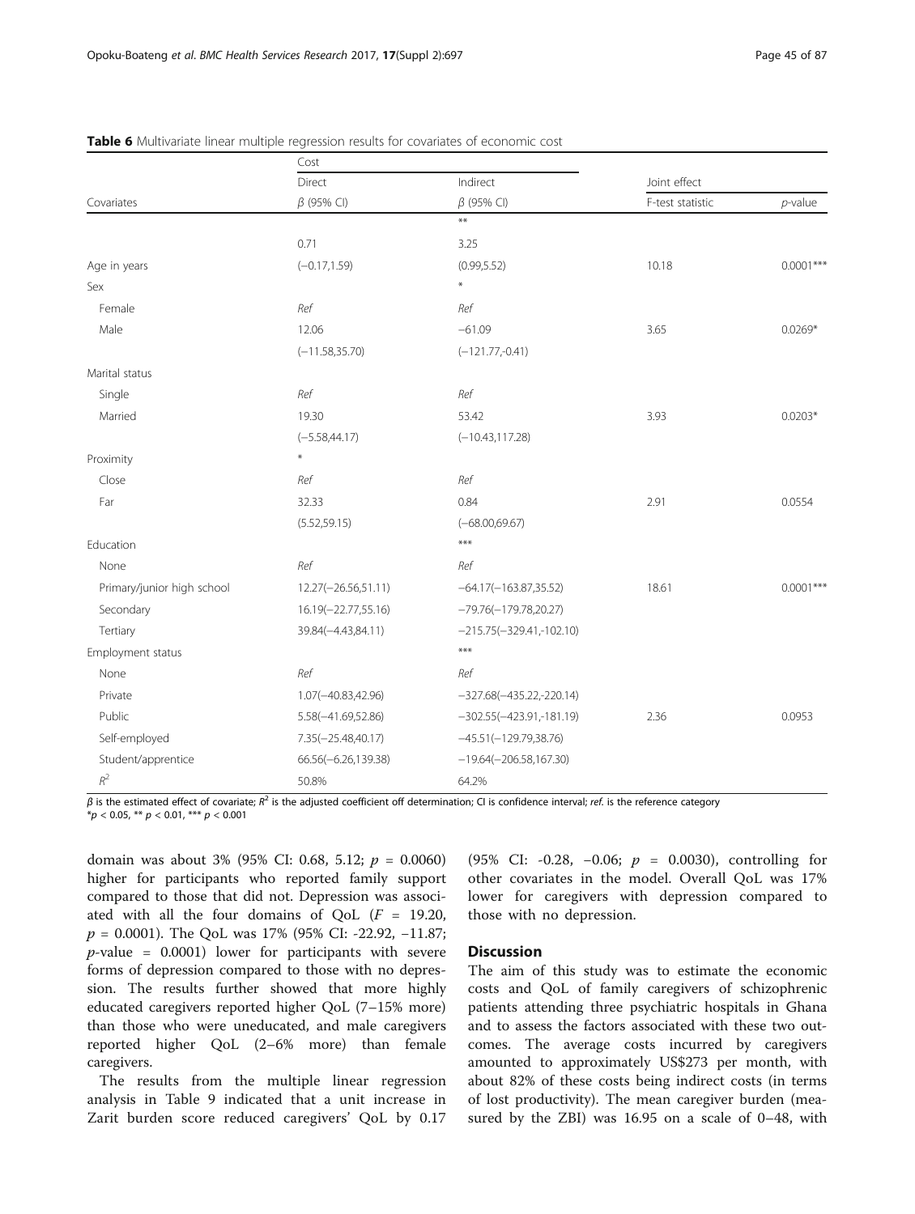**Table 6** Multivariate linear multiple regression results for covariates of economic cost

| Covariates | Cost | | Joint effect | |
|---|---|---|---|---|
| | Direct | Indirect | | |
| | $\beta$ (95% CI) | $\beta$ (95% CI) | F-test statistic | $p$-value |
| | | ** | | |
| Age in years | 0.71 (−0.17,1.59) | 3.25 (0.99,5.52) | 10.18 | 0.0001*** |
| Sex | | * | | |
| Female | Ref | Ref | | |
| Male | 12.06 (−11.58,35.70) | −61.09 (−121.77,-0.41) | 3.65 | 0.0269* |
| Marital status | | | | |
| Single | Ref | Ref | | |
| Married | 19.30 (−5.58,44.17) | 53.42 (−10.43,117.28) | 3.93 | 0.0203* |
| Proximity | * | | | |
| Close | Ref | Ref | | |
| Far | 32.33 (5.52,59.15) | 0.84 (−68.00,69.67) | 2.91 | 0.0554 |
| Education | | *** | | |
| None | Ref | Ref | | |
| Primary/junior high school | 12.27(−26.56,51.11) | −64.17(−163.87,35.52) | 18.61 | 0.0001*** |
| Secondary | 16.19(−22.77,55.16) | −79.76(−179.78,20.27) | | |
| Tertiary | 39.84(−4.43,84.11) | −215.75(−329.41,-102.10) | | |
| Employment status | | *** | | |
| None | Ref | Ref | | |
| Private | 1.07(−40.83,42.96) | −327.68(−435.22,-220.14) | | |
| Public | 5.58(−41.69,52.86) | −302.55(−423.91,-181.19) | 2.36 | 0.0953 |
| Self-employed | 7.35(−25.48,40.17) | −45.51(−129.79,38.76) | | |
| Student/apprentice | 66.56(−6.26,139.38) | −19.64(−206.58,167.30) | | |
| $R^2$ | 50.8% | 64.2% | | |

$\beta$ is the estimated effect of covariate; $R^2$ is the adjusted coefficient off determination; CI is confidence interval; *ref.* is the reference category
*$p < 0.05$, ** $p < 0.01$, *** $p < 0.001$

domain was about 3% (95% CI: 0.68, 5.12; $p = 0.0060$) higher for participants who reported family support compared to those that did not. Depression was associated with all the four domains of QoL ($F = 19.20$, $p = 0.0001$). The QoL was 17% (95% CI: -22.92, −11.87; $p$-value = 0.0001) lower for participants with severe forms of depression compared to those with no depression. The results further showed that more highly educated caregivers reported higher QoL (7–15% more) than those who were uneducated, and male caregivers reported higher QoL (2–6% more) than female caregivers.

The results from the multiple linear regression analysis in Table 9 indicated that a unit increase in Zarit burden score reduced caregivers' QoL by 0.17 (95% CI: -0.28, −0.06; $p = 0.0030$), controlling for other covariates in the model. Overall QoL was 17% lower for caregivers with depression compared to those with no depression.

## Discussion

The aim of this study was to estimate the economic costs and QoL of family caregivers of schizophrenic patients attending three psychiatric hospitals in Ghana and to assess the factors associated with these two outcomes. The average costs incurred by caregivers amounted to approximately US$273 per month, with about 82% of these costs being indirect costs (in terms of lost productivity). The mean caregiver burden (measured by the ZBI) was 16.95 on a scale of 0–48, with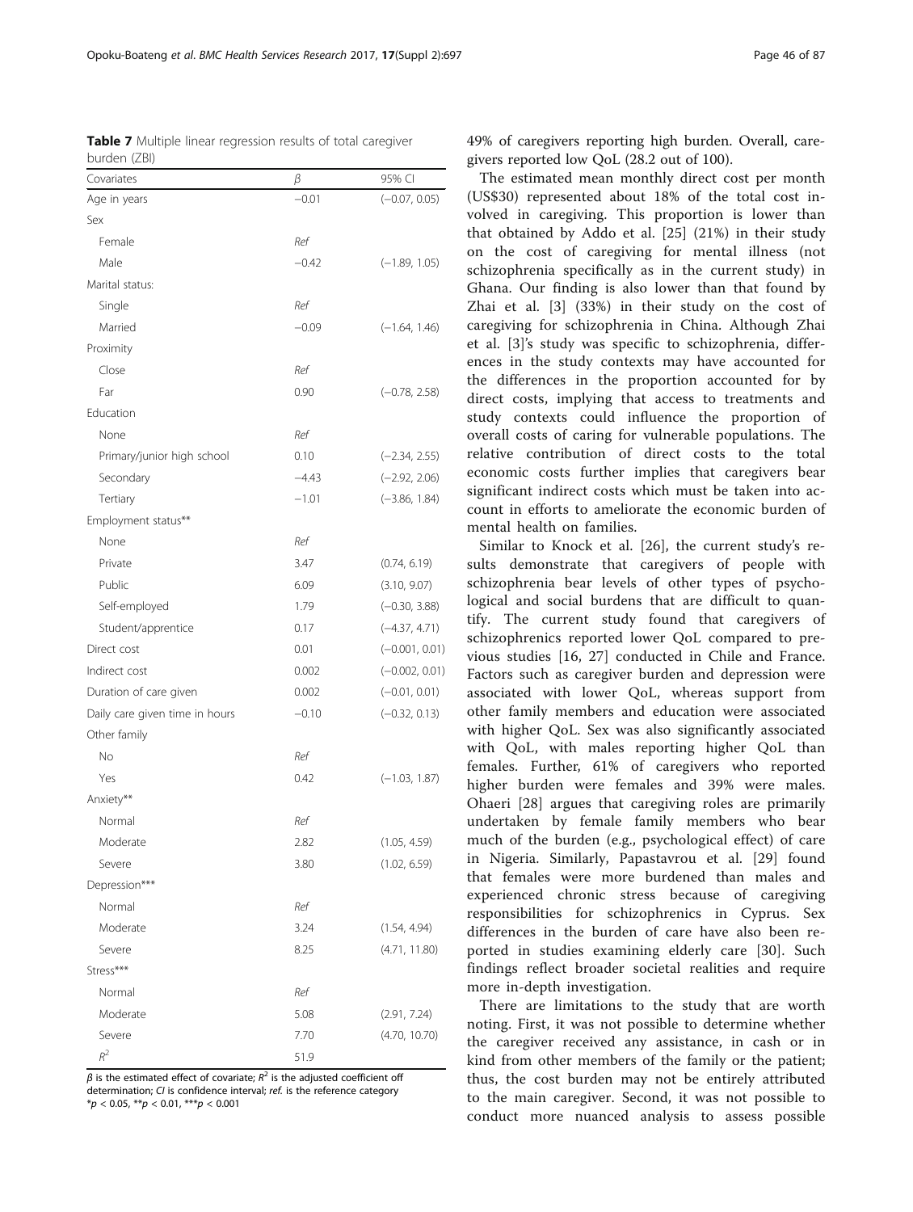**Table 7** Multiple linear regression results of total caregiver burden (ZBI)

| Covariates | $\beta$ | 95% CI |
| --- | --- | --- |
| Age in years | −0.01 | (−0.07, 0.05) |
| Sex | | |
| Female | *Ref* | |
| Male | −0.42 | (−1.89, 1.05) |
| Marital status: | | |
| Single | *Ref* | |
| Married | −0.09 | (−1.64, 1.46) |
| Proximity | | |
| Close | *Ref* | |
| Far | 0.90 | (−0.78, 2.58) |
| Education | | |
| None | *Ref* | |
| Primary/junior high school | 0.10 | (−2.34, 2.55) |
| Secondary | −4.43 | (−2.92, 2.06) |
| Tertiary | −1.01 | (−3.86, 1.84) |
| Employment status** | | |
| None | *Ref* | |
| Private | 3.47 | (0.74, 6.19) |
| Public | 6.09 | (3.10, 9.07) |
| Self-employed | 1.79 | (−0.30, 3.88) |
| Student/apprentice | 0.17 | (−4.37, 4.71) |
| Direct cost | 0.01 | (−0.001, 0.01) |
| Indirect cost | 0.002 | (−0.002, 0.01) |
| Duration of care given | 0.002 | (−0.01, 0.01) |
| Daily care given time in hours | −0.10 | (−0.32, 0.13) |
| Other family | | |
| No | *Ref* | |
| Yes | 0.42 | (−1.03, 1.87) |
| Anxiety** | | |
| Normal | *Ref* | |
| Moderate | 2.82 | (1.05, 4.59) |
| Severe | 3.80 | (1.02, 6.59) |
| Depression*** | | |
| Normal | *Ref* | |
| Moderate | 3.24 | (1.54, 4.94) |
| Severe | 8.25 | (4.71, 11.80) |
| Stress*** | | |
| Normal | *Ref* | |
| Moderate | 5.08 | (2.91, 7.24) |
| Severe | 7.70 | (4.70, 10.70) |
| $R^2$ | 51.9 | |

$\beta$ is the estimated effect of covariate; $R^2$ is the adjusted coefficient off determination; *CI* is confidence interval; *ref.* is the reference category
\*$p < 0.05$, \*\*$p < 0.01$, \*\*\*$p < 0.001$

49% of caregivers reporting high burden. Overall, caregivers reported low QoL (28.2 out of 100).

The estimated mean monthly direct cost per month (US$30) represented about 18% of the total cost involved in caregiving. This proportion is lower than that obtained by Addo et al. [25] (21%) in their study on the cost of caregiving for mental illness (not schizophrenia specifically as in the current study) in Ghana. Our finding is also lower than that found by Zhai et al. [3] (33%) in their study on the cost of caregiving for schizophrenia in China. Although Zhai et al. [3]'s study was specific to schizophrenia, differences in the study contexts may have accounted for the differences in the proportion accounted for by direct costs, implying that access to treatments and study contexts could influence the proportion of overall costs of caring for vulnerable populations. The relative contribution of direct costs to the total economic costs further implies that caregivers bear significant indirect costs which must be taken into account in efforts to ameliorate the economic burden of mental health on families.

Similar to Knock et al. [26], the current study's results demonstrate that caregivers of people with schizophrenia bear levels of other types of psychological and social burdens that are difficult to quantify. The current study found that caregivers of schizophrenics reported lower QoL compared to previous studies [16, 27] conducted in Chile and France. Factors such as caregiver burden and depression were associated with lower QoL, whereas support from other family members and education were associated with higher QoL. Sex was also significantly associated with QoL, with males reporting higher QoL than females. Further, 61% of caregivers who reported higher burden were females and 39% were males. Ohaeri [28] argues that caregiving roles are primarily undertaken by female family members who bear much of the burden (e.g., psychological effect) of care in Nigeria. Similarly, Papastavrou et al. [29] found that females were more burdened than males and experienced chronic stress because of caregiving responsibilities for schizophrenics in Cyprus. Sex differences in the burden of care have also been reported in studies examining elderly care [30]. Such findings reflect broader societal realities and require more in-depth investigation.

There are limitations to the study that are worth noting. First, it was not possible to determine whether the caregiver received any assistance, in cash or in kind from other members of the family or the patient; thus, the cost burden may not be entirely attributed to the main caregiver. Second, it was not possible to conduct more nuanced analysis to assess possible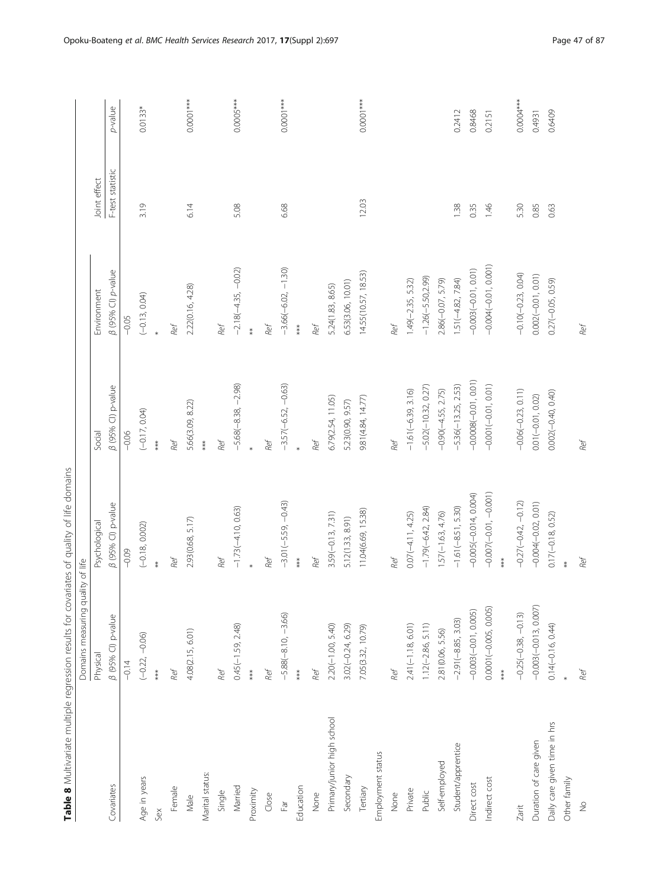**Table 8** Multivariate multiple regression results for covariates of quality of life domains

| Covariates | Domains measuring quality of life | | | | Joint effect | |
|---|---|---|---|---|---|---|
| | Physical | Psychological | Social | Environment | | |
| | β (95% CI) p-value | β (95% CI) p-value | β (95% CI) p-value | β (95% CI) p-value | F-test statistic | p-value |
| Age in years | −0.14 | −0.09 | −0.06 | −0.05 | | |
| | (−0.22, −0.06) | (−0.18, 0.002) | (−0.17, 0.04) | (−0.13, 0.04) | 3.19 | 0.0133* |
| | *** | ** | *** | * | | |
| Sex | | | | | | |
| Female | Ref | Ref | Ref | Ref | | |
| Male | 4.08(2.15, 6.01) | 2.93(0.68, 5.17) | 5.66(3.09, 8.22) | 2.22(0.16, 4.28) | 6.14 | 0.0001*** |
| | | | *** | | | |
| Marital status: | | | | | | |
| Single | Ref | Ref | Ref | Ref | | |
| Married | 0.45(−1.59, 2.48) | −1.73(−4.10, 0.63) | −5.68(−8.38, −2.98) | −2.18(−4.35, −0.02) | 5.08 | 0.0005*** |
| | *** | * | * | ** | | |
| Proximity | | | | | | |
| Close | Ref | Ref | Ref | Ref | | |
| Far | −5.88(−8.10, −3.66) | −3.01(−5.59, −0.43) | −3.57(−6.52, −0.63) | −3.66(−6.02, −1.30) | 6.68 | 0.0001*** |
| | *** | *** | * | *** | | |
| Education | | | | | | |
| None | Ref | Ref | Ref | Ref | | |
| Primary/junior high school | 2.20(−1.00, 5.40) | 3.59(−0.13, 7.31) | 6.79(2.54, 11.05) | 5.24(1.83, 8.65) | | |
| Secondary | 3.02(−0.24, 6.29) | 5.12(1.33, 8.91) | 5.23(0.90, 9.57) | 6.53(3.06, 10.01) | | |
| Tertiary | 7.05(3.32, 10.79) | 11.04(6.69, 15.38) | 9.81(4.84, 14.77) | 14.55(10.57, 18.53) | 12.03 | 0.0001*** |
| Employment status | | | | | | |
| None | Ref | Ref | Ref | Ref | | |
| Private | 2.41(−1.18, 6.01) | 0.07(−4.11, 4.25) | −1.61(−6.39, 3.16) | 1.49(−2.35, 5.32) | | |
| Public | 1.12(−2.86, 5.11) | −1.79(−6.42, 2.84) | −5.02(−10.32, 0.27) | −1.26(−5.50, 2.99) | | |
| Self-employed | 2.81(0.06, 5.56) | 1.57(−1.63, 4.76) | −0.90(−4.55, 2.75) | 2.86(−0.07, 5.79) | | |
| Student/apprentice | −2.91(−8.85, 3.03) | −1.61(−8.51, 5.30) | −5.36(−13.25, 2.53) | 1.51(−4.82, 7.84) | 1.38 | 0.2412 |
| Direct cost | −0.003(−0.01, 0.005) | −0.005(−0.014, 0.004) | −0.0008(−0.01, 0.01) | −0.003(−0.01, 0.01) | 0.35 | 0.8468 |
| Indirect cost | 0.0001(−0.005, 0.005) | −0.007(−0.01, −0.001) | −0.001(−0.01, 0.01) | −0.004(−0.01, 0.001) | 1.46 | 0.2151 |
| | *** | *** | | | | |
| Zarit | −0.25(−0.38, −0.13) | −0.27(−0.42, −0.12) | −0.06(−0.23, 0.11) | −0.10(−0.23, 0.04) | 5.30 | 0.0004*** |
| Duration of care given | −0.003(−0.013, 0.007) | −0.004(−0.02, 0.01) | 0.01(−0.01, 0.02) | 0.002(−0.01, 0.01) | 0.85 | 0.4931 |
| Daily care given time in hrs | 0.14(−0.16, 0.44) | 0.17(−0.18, 0.52) | 0.002(−0.40, 0.40) | 0.27(−0.05, 0.59) | 0.63 | 0.6409 |
| Other family | * | ** | | | | |
| No | Ref | Ref | Ref | Ref | | |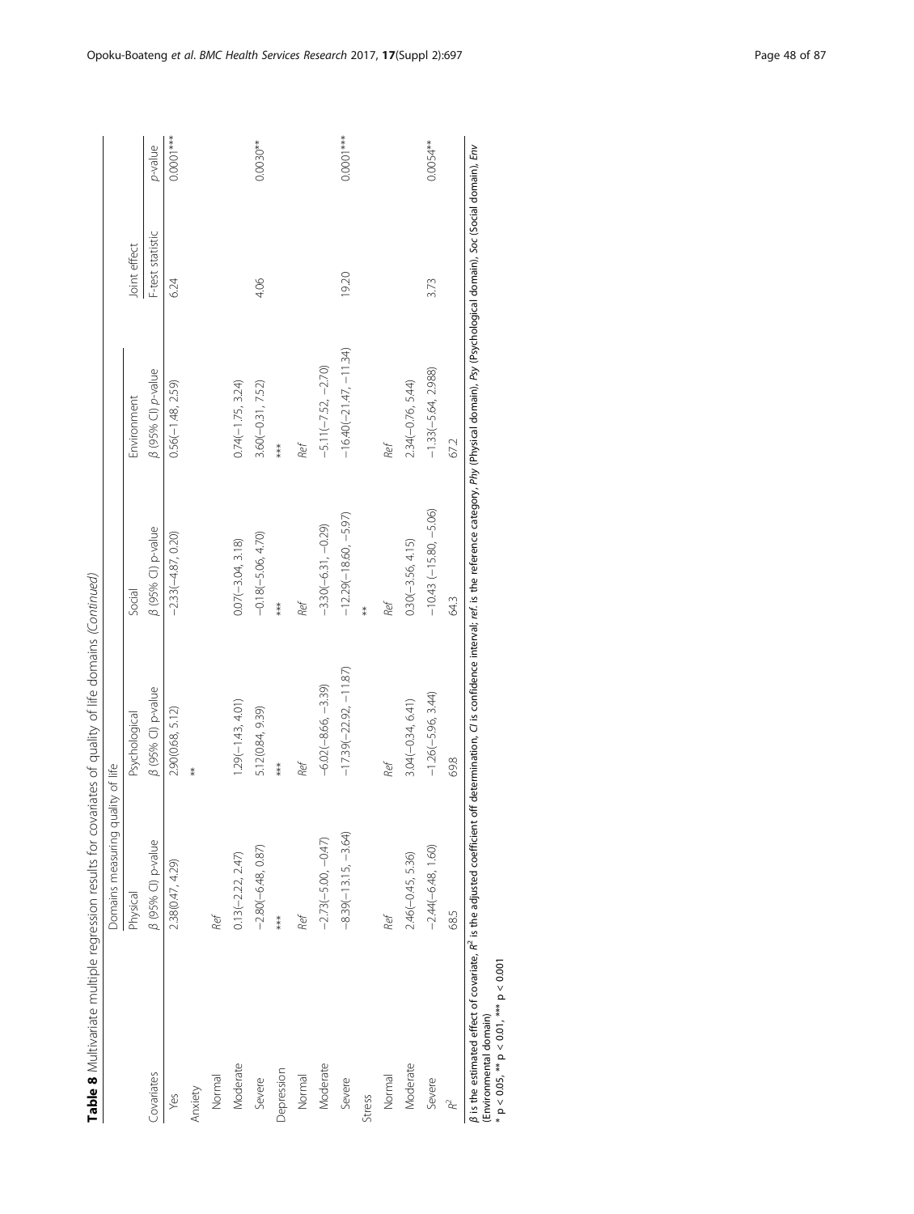**Table 8** Multivariate multiple regression results for covariates of quality of life domains *(Continued)*

| | Domains measuring quality of life | | | | Joint effect | |
|---|---|---|---|---|---|---|
| Covariates | Physical | Psychological | Social | Environment | | |
| | β (95% CI) p-value | β (95% CI) p-value | β (95% CI) p-value | β (95% CI) p-value | F-test statistic | p-value |
| Yes | 2.38(0.47, 4.29) | 2.90(0.68, 5.12) | −2.33(−4.87, 0.20) | 0.56(−1.48, 2.59) | 6.24 | 0.0001*** |
| Anxiety | | ** | | | | |
| Normal | *Ref* | | | | | |
| Moderate | 0.13(−2.22, 2.47) | 1.29(−1.43, 4.01) | 0.07(−3.04, 3.18) | 0.74(−1.75, 3.24) | | |
| Severe | −2.80(−6.48, 0.87) | 5.12(0.84, 9.39) | −0.18(−5.06, 4.70) | 3.60(−0.31, 7.52) | 4.06 | 0.0030** |
| Depression | *** | *** | *** | *** | | |
| Normal | *Ref* | *Ref* | *Ref* | *Ref* | | |
| Moderate | −2.73(−5.00, −0.47) | −6.02(−8.66, −3.39) | −3.30(−6.31, −0.29) | −5.11(−7.52, −2.70) | | |
| Severe | −8.39(−13.15, −3.64) | −17.39(−22.92, −11.87) | −12.29(−18.60, −5.97) | −16.40(−21.47, −11.34) | 19.20 | 0.0001*** |
| Stress | | | ** | | | |
| Normal | *Ref* | *Ref* | *Ref* | *Ref* | | |
| Moderate | 2.46(−0.45, 5.36) | 3.04(−0.34, 6.41) | 0.30(−3.56, 4.15) | 2.34(−0.76, 5.44) | | |
| Severe | −2.44(−6.48, 1.60) | −1.26(−5.96, 3.44) | −10.43 (−15.80, −5.06) | −1.33(−5.64, 2.988) | 3.73 | 0.0054** |
| $R^2$ | 68.5 | 69.8 | 64.3 | 67.2 | | |

β is the estimated effect of covariate, $R^2$ is the adjusted coefficient off determination, *CI* is confidence interval; *ref.* is the reference category, *Phy* (Physical domain), *Psy* (Psychological domain), *Soc* (Social domain), *Env* (Environmental domain)

* p < 0.05, ** p < 0.01, *** p < 0.001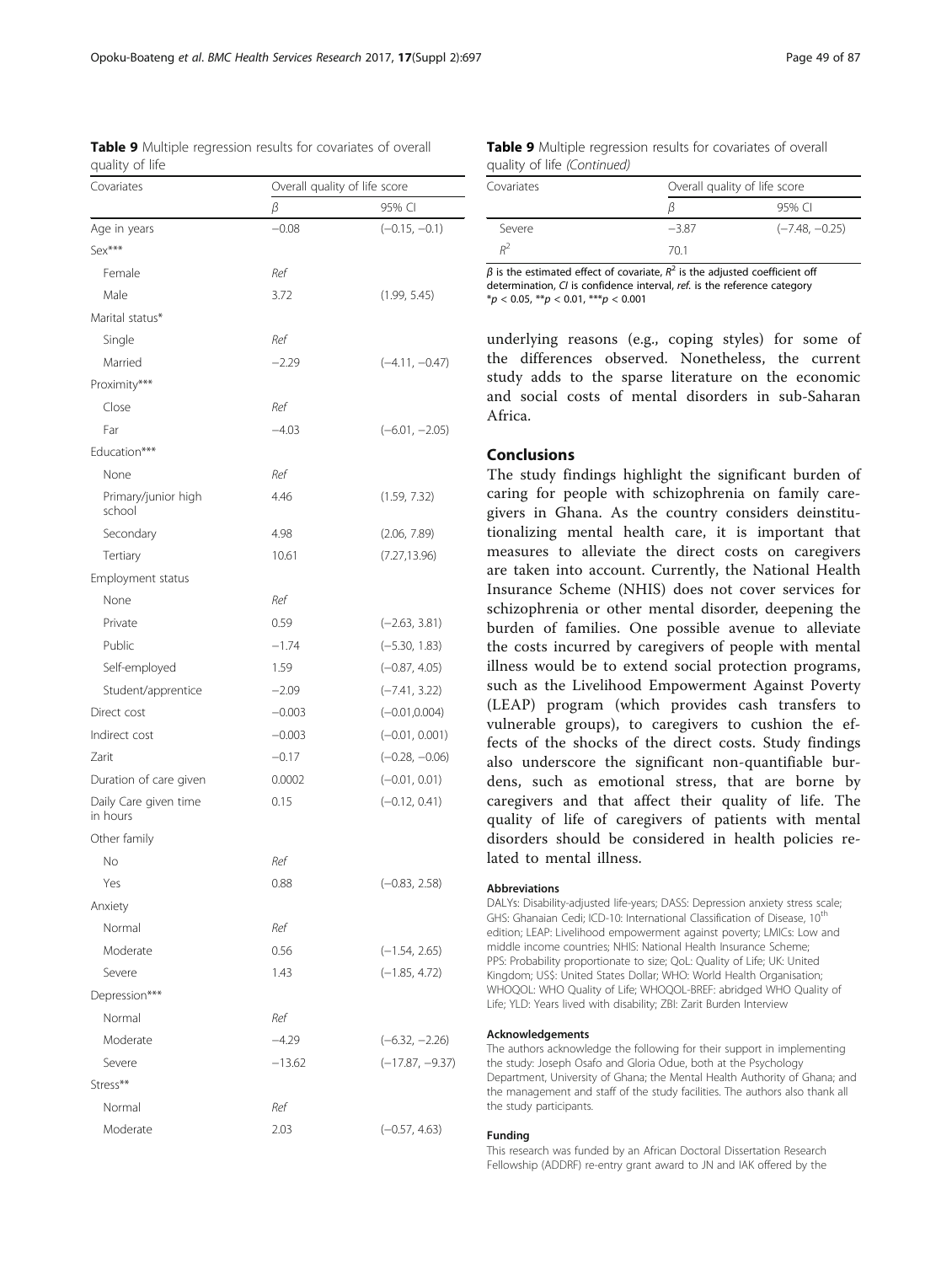**Table 9** Multiple regression results for covariates of overall quality of life

| Covariates | Overall quality of life score | |
|---|---|---|
| | β | 95% CI |
| Age in years | −0.08 | (−0.15, −0.1) |
| Sex*** | | |
| Female | Ref | |
| Male | 3.72 | (1.99, 5.45) |
| Marital status* | | |
| Single | Ref | |
| Married | −2.29 | (−4.11, −0.47) |
| Proximity*** | | |
| Close | Ref | |
| Far | −4.03 | (−6.01, −2.05) |
| Education*** | | |
| None | Ref | |
| Primary/junior high school | 4.46 | (1.59, 7.32) |
| Secondary | 4.98 | (2.06, 7.89) |
| Tertiary | 10.61 | (7.27,13.96) |
| Employment status | | |
| None | Ref | |
| Private | 0.59 | (−2.63, 3.81) |
| Public | −1.74 | (−5.30, 1.83) |
| Self-employed | 1.59 | (−0.87, 4.05) |
| Student/apprentice | −2.09 | (−7.41, 3.22) |
| Direct cost | −0.003 | (−0.01,0.004) |
| Indirect cost | −0.003 | (−0.01, 0.001) |
| Zarit | −0.17 | (−0.28, −0.06) |
| Duration of care given | 0.0002 | (−0.01, 0.01) |
| Daily Care given time in hours | 0.15 | (−0.12, 0.41) |
| Other family | | |
| No | Ref | |
| Yes | 0.88 | (−0.83, 2.58) |
| Anxiety | | |
| Normal | Ref | |
| Moderate | 0.56 | (−1.54, 2.65) |
| Severe | 1.43 | (−1.85, 4.72) |
| Depression*** | | |
| Normal | Ref | |
| Moderate | −4.29 | (−6.32, −2.26) |
| Severe | −13.62 | (−17.87, −9.37) |
| Stress** | | |
| Normal | Ref | |
| Moderate | 2.03 | (−0.57, 4.63) |
| Severe | −3.87 | (−7.48, −0.25) |
| $R^2$ | 70.1 | |

β is the estimated effect of covariate, $R^2$ is the adjusted coefficient off determination, *CI* is confidence interval, *ref.* is the reference category
*$p < 0.05$, **$p < 0.01$, ***$p < 0.001$

underlying reasons (e.g., coping styles) for some of the differences observed. Nonetheless, the current study adds to the sparse literature on the economic and social costs of mental disorders in sub-Saharan Africa.

## Conclusions

The study findings highlight the significant burden of caring for people with schizophrenia on family caregivers in Ghana. As the country considers deinstitutionalizing mental health care, it is important that measures to alleviate the direct costs on caregivers are taken into account. Currently, the National Health Insurance Scheme (NHIS) does not cover services for schizophrenia or other mental disorder, deepening the burden of families. One possible avenue to alleviate the costs incurred by caregivers of people with mental illness would be to extend social protection programs, such as the Livelihood Empowerment Against Poverty (LEAP) program (which provides cash transfers to vulnerable groups), to caregivers to cushion the effects of the shocks of the direct costs. Study findings also underscore the significant non-quantifiable burdens, such as emotional stress, that are borne by caregivers and that affect their quality of life. The quality of life of caregivers of patients with mental disorders should be considered in health policies related to mental illness.

#### Abbreviations

DALYs: Disability-adjusted life-years; DASS: Depression anxiety stress scale; GHS: Ghanaian Cedi; ICD-10: International Classification of Disease, 10th edition; LEAP: Livelihood empowerment against poverty; LMICs: Low and middle income countries; NHIS: National Health Insurance Scheme; PPS: Probability proportionate to size; QoL: Quality of Life; UK: United Kingdom; US$: United States Dollar; WHO: World Health Organisation; WHOQOL: WHO Quality of Life; WHOQOL-BREF: abridged WHO Quality of Life; YLD: Years lived with disability; ZBI: Zarit Burden Interview

#### Acknowledgements

The authors acknowledge the following for their support in implementing the study: Joseph Osafo and Gloria Odue, both at the Psychology Department, University of Ghana; the Mental Health Authority of Ghana; and the management and staff of the study facilities. The authors also thank all the study participants.

#### Funding

This research was funded by an African Doctoral Dissertation Research Fellowship (ADDRF) re-entry grant award to JN and IAK offered by the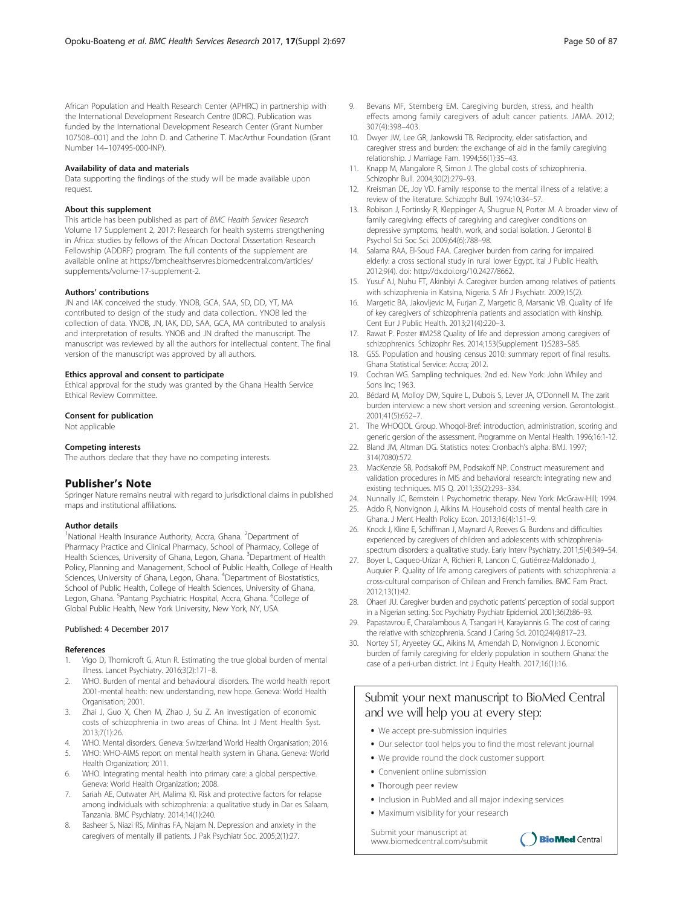African Population and Health Research Center (APHRC) in partnership with the International Development Research Centre (IDRC). Publication was funded by the International Development Research Center (Grant Number 107508–001) and the John D. and Catherine T. MacArthur Foundation (Grant Number 14–107495-000-INP).

### Availability of data and materials

Data supporting the findings of the study will be made available upon request.

### About this supplement

This article has been published as part of *BMC Health Services Research* Volume 17 Supplement 2, 2017: Research for health systems strengthening in Africa: studies by fellows of the African Doctoral Dissertation Research Fellowship (ADDRF) program. The full contents of the supplement are available online at https://bmchealthservres.biomedcentral.com/articles/supplements/volume-17-supplement-2.

### Authors' contributions

JN and IAK conceived the study. YNOB, GCA, SAA, SD, DD, YT, MA contributed to design of the study and data collection.. YNOB led the collection of data. YNOB, JN, IAK, DD, SAA, GCA, MA contributed to analysis and interpretation of results. YNOB and JN drafted the manuscript. The manuscript was reviewed by all the authors for intellectual content. The final version of the manuscript was approved by all authors.

### Ethics approval and consent to participate

Ethical approval for the study was granted by the Ghana Health Service Ethical Review Committee.

### Consent for publication

Not applicable

### Competing interests

The authors declare that they have no competing interests.

## Publisher's Note

Springer Nature remains neutral with regard to jurisdictional claims in published maps and institutional affiliations.

### Author details

[1]National Health Insurance Authority, Accra, Ghana. [2]Department of Pharmacy Practice and Clinical Pharmacy, School of Pharmacy, College of Health Sciences, University of Ghana, Legon, Ghana. [3]Department of Health Policy, Planning and Management, School of Public Health, College of Health Sciences, University of Ghana, Legon, Ghana. [4]Department of Biostatistics, School of Public Health, College of Health Sciences, University of Ghana, Legon, Ghana. [5]Pantang Psychiatric Hospital, Accra, Ghana. [6]College of Global Public Health, New York University, New York, NY, USA.

Published: 4 December 2017

### References

1. Vigo D, Thornicroft G, Atun R. Estimating the true global burden of mental illness. Lancet Psychiatry. 2016;3(2):171–8.
2. WHO. Burden of mental and behavioural disorders. The world health report 2001-mental health: new understanding, new hope. Geneva: World Health Organisation; 2001.
3. Zhai J, Guo X, Chen M, Zhao J, Su Z. An investigation of economic costs of schizophrenia in two areas of China. Int J Ment Health Syst. 2013;7(1):26.
4. WHO. Mental disorders. Geneva: Switzerland World Health Organisation; 2016.
5. WHO: WHO-AIMS report on mental health system in Ghana. Geneva: World Health Organization; 2011.
6. WHO. Integrating mental health into primary care: a global perspective. Geneva: World Health Organization; 2008.
7. Sariah AE, Outwater AH, Malima KI. Risk and protective factors for relapse among individuals with schizophrenia: a qualitative study in Dar es Salaam, Tanzania. BMC Psychiatry. 2014;14(1):240.
8. Basheer S, Niazi RS, Minhas FA, Najam N. Depression and anxiety in the caregivers of mentally ill patients. J Pak Psychiatr Soc. 2005;2(1):27.
9. Bevans MF, Sternberg EM. Caregiving burden, stress, and health effects among family caregivers of adult cancer patients. JAMA. 2012; 307(4):398–403.
10. Dwyer JW, Lee GR, Jankowski TB. Reciprocity, elder satisfaction, and caregiver stress and burden: the exchange of aid in the family caregiving relationship. J Marriage Fam. 1994;56(1):35–43.
11. Knapp M, Mangalore R, Simon J. The global costs of schizophrenia. Schizophr Bull. 2004;30(2):279–93.
12. Kreisman DE, Joy VD. Family response to the mental illness of a relative: a review of the literature. Schizophr Bull. 1974;10:34–57.
13. Robison J, Fortinsky R, Kleppinger A, Shugrue N, Porter M. A broader view of family caregiving: effects of caregiving and caregiver conditions on depressive symptoms, health, work, and social isolation. J Gerontol B Psychol Sci Soc Sci. 2009;64(6):788–98.
14. Salama RAA, El-Soud FAA. Caregiver burden from caring for impaired elderly: a cross sectional study in rural lower Egypt. Ital J Public Health. 2012;9(4). doi: http://dx.doi.org/10.2427/8662.
15. Yusuf AJ, Nuhu FT, Akinbiyi A. Caregiver burden among relatives of patients with schizophrenia in Katsina, Nigeria. S Afr J Psychiatr. 2009;15(2).
16. Margetic BA, Jakovljevic M, Furjan Z, Margetic B, Marsanic VB. Quality of life of key caregivers of schizophrenia patients and association with kinship. Cent Eur J Public Health. 2013;21(4):220–3.
17. Rawat P. Poster #M258 Quality of life and depression among caregivers of schizophrenics. Schizophr Res. 2014;153(Supplement 1):S283–S85.
18. GSS. Population and housing census 2010: summary report of final results. Ghana Statistical Service: Accra; 2012.
19. Cochran WG. Sampling techniques. 2nd ed. New York: John Whiley and Sons Inc; 1963.
20. Bédard M, Molloy DW, Squire L, Dubois S, Lever JA, O'Donnell M. The zarit burden interview: a new short version and screening version. Gerontologist. 2001;41(5):652–7.
21. The WHOQOL Group. Whoqol-Bref: introduction, administration, scoring and generic gersion of the assessment. Programme on Mental Health. 1996;16:1-12.
22. Bland JM, Altman DG. Statistics notes: Cronbach's alpha. BMJ. 1997; 314(7080):572.
23. MacKenzie SB, Podsakoff PM, Podsakoff NP. Construct measurement and validation procedures in MIS and behavioral research: integrating new and existing techniques. MIS Q. 2011;35(2):293–334.
24. Nunnally JC, Bernstein I. Psychometric therapy. New York: McGraw-Hill; 1994.
25. Addo R, Nonvignon J, Aikins M. Household costs of mental health care in Ghana. J Ment Health Policy Econ. 2013;16(4):151–9.
26. Knock J, Kline E, Schiffman J, Maynard A, Reeves G. Burdens and difficulties experienced by caregivers of children and adolescents with schizophrenia-spectrum disorders: a qualitative study. Early Interv Psychiatry. 2011;5(4):349–54.
27. Boyer L, Caqueo-Urízar A, Richieri R, Lancon C, Gutiérrez-Maldonado J, Auquier P. Quality of life among caregivers of patients with schizophrenia: a cross-cultural comparison of Chilean and French families. BMC Fam Pract. 2012;13(1):42.
28. Ohaeri JU. Caregiver burden and psychotic patients' perception of social support in a Nigerian setting. Soc Psychiatry Psychiatr Epidemiol. 2001;36(2):86–93.
29. Papastavrou E, Charalambous A, Tsangari H, Karayiannis G. The cost of caring: the relative with schizophrenia. Scand J Caring Sci. 2010;24(4):817–23.
30. Nortey ST, Aryeetey GC, Aikins M, Amendah D, Nonvignon J. Economic burden of family caregiving for elderly population in southern Ghana: the case of a peri-urban district. Int J Equity Health. 2017;16(1):16.

Submit your next manuscript to BioMed Central and we will help you at every step:

- We accept pre-submission inquiries
- Our selector tool helps you to find the most relevant journal
- We provide round the clock customer support
- Convenient online submission
- Thorough peer review
- Inclusion in PubMed and all major indexing services
- Maximum visibility for your research

Submit your manuscript at www.biomedcentral.com/submit

BioMed Central